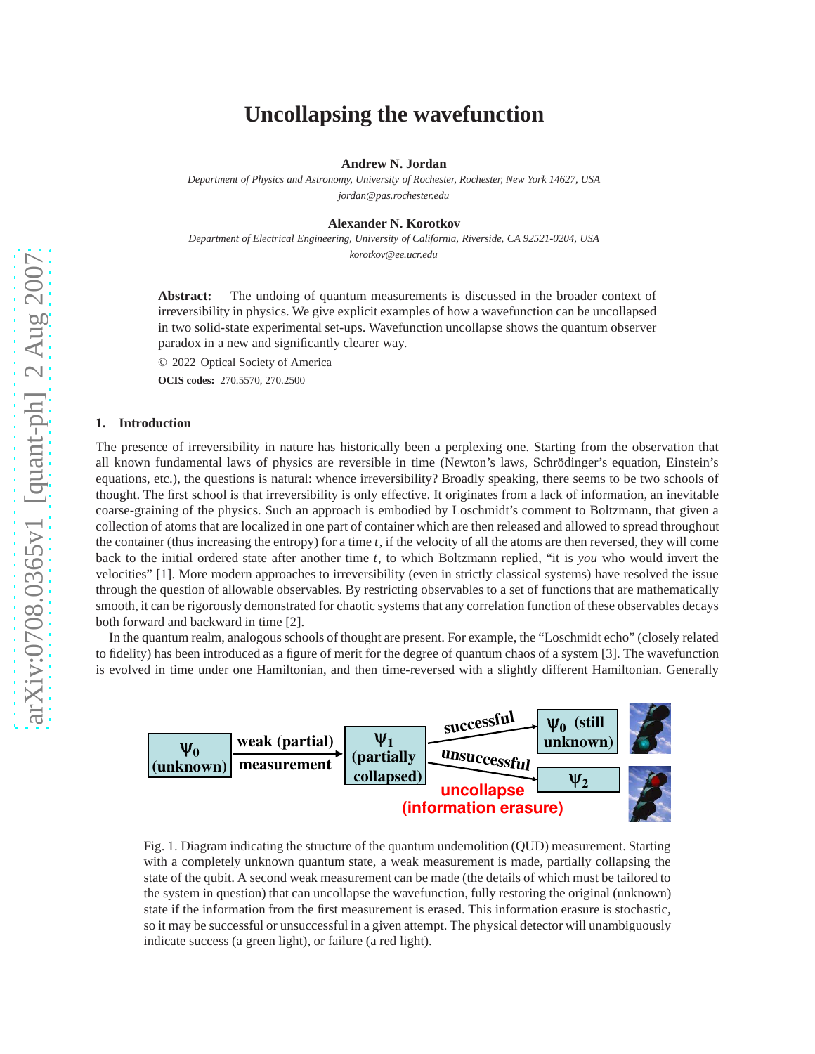# Uncollapsing the wavefunction

**Andrew N. Jordan**

*Department of Physics and Astronomy, University of Rochester, Rochester, New York 14627, USA*
*jordan@pas.rochester.edu*

**Alexander N. Korotkov**

*Department of Electrical Engineering, University of California, Riverside, CA 92521-0204, USA*
*korotkov@ee.ucr.edu*

**Abstract:** The undoing of quantum measurements is discussed in the broader context of irreversibility in physics. We give explicit examples of how a wavefunction can be uncollapsed in two solid-state experimental set-ups. Wavefunction uncollapse shows the quantum observer paradox in a new and significantly clearer way.

© 2022 Optical Society of America

**OCIS codes:** 270.5570, 270.2500

## 1. Introduction

The presence of irreversibility in nature has historically been a perplexing one. Starting from the observation that all known fundamental laws of physics are reversible in time (Newton's laws, Schrödinger's equation, Einstein's equations, etc.), the questions is natural: whence irreversibility? Broadly speaking, there seems to be two schools of thought. The first school is that irreversibility is only effective. It originates from a lack of information, an inevitable coarse-graining of the physics. Such an approach is embodied by Loschmidt's comment to Boltzmann, that given a collection of atoms that are localized in one part of container which are then released and allowed to spread throughout the container (thus increasing the entropy) for a time $t$, if the velocity of all the atoms are then reversed, they will come back to the initial ordered state after another time $t$, to which Boltzmann replied, "it is *you* who would invert the velocities" [1]. More modern approaches to irreversibility (even in strictly classical systems) have resolved the issue through the question of allowable observables. By restricting observables to a set of functions that are mathematically smooth, it can be rigorously demonstrated for chaotic systems that any correlation function of these observables decays both forward and backward in time [2].

In the quantum realm, analogous schools of thought are present. For example, the "Loschmidt echo" (closely related to fidelity) has been introduced as a figure of merit for the degree of quantum chaos of a system [3]. The wavefunction is evolved in time under one Hamiltonian, and then time-reversed with a slightly different Hamiltonian. Generally

$\Psi_0$ (unknown) → weak (partial) measurement → $\Psi_1$ (partially collapsed) → successful → $\Psi_0$ (still unknown); unsuccessful → $\Psi_2$; uncollapse (information erasure)

Fig. 1. Diagram indicating the structure of the quantum undemolition (QUD) measurement. Starting with a completely unknown quantum state, a weak measurement is made, partially collapsing the state of the qubit. A second weak measurement can be made (the details of which must be tailored to the system in question) that can uncollapse the wavefunction, fully restoring the original (unknown) state if the information from the first measurement is erased. This information erasure is stochastic, so it may be successful or unsuccessful in a given attempt. The physical detector will unambiguously indicate success (a green light), or failure (a red light).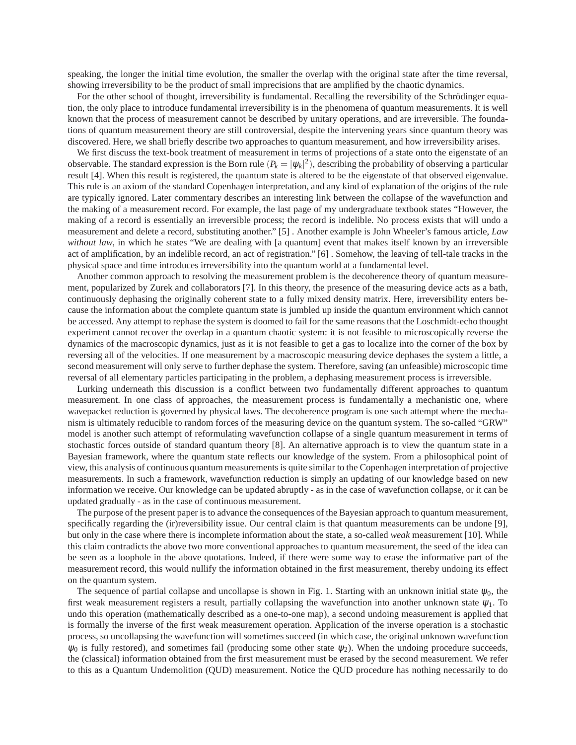speaking, the longer the initial time evolution, the smaller the overlap with the original state after the time reversal, showing irreversibility to be the product of small imprecisions that are amplified by the chaotic dynamics.

For the other school of thought, irreversibility is fundamental. Recalling the reversibility of the Schrödinger equation, the only place to introduce fundamental irreversibility is in the phenomena of quantum measurements. It is well known that the process of measurement cannot be described by unitary operations, and are irreversible. The foundations of quantum measurement theory are still controversial, despite the intervening years since quantum theory was discovered. Here, we shall briefly describe two approaches to quantum measurement, and how irreversibility arises.

We first discuss the text-book treatment of measurement in terms of projections of a state onto the eigenstate of an observable. The standard expression is the Born rule ($P_k = |\psi_k|^2$), describing the probability of observing a particular result [4]. When this result is registered, the quantum state is altered to be the eigenstate of that observed eigenvalue. This rule is an axiom of the standard Copenhagen interpretation, and any kind of explanation of the origins of the rule are typically ignored. Later commentary describes an interesting link between the collapse of the wavefunction and the making of a measurement record. For example, the last page of my undergraduate textbook states "However, the making of a record is essentially an irreversible process; the record is indelible. No process exists that will undo a measurement and delete a record, substituting another." [5] . Another example is John Wheeler's famous article, *Law without law*, in which he states "We are dealing with [a quantum] event that makes itself known by an irreversible act of amplification, by an indelible record, an act of registration." [6] . Somehow, the leaving of tell-tale tracks in the physical space and time introduces irreversibility into the quantum world at a fundamental level.

Another common approach to resolving the measurement problem is the decoherence theory of quantum measurement, popularized by Zurek and collaborators [7]. In this theory, the presence of the measuring device acts as a bath, continuously dephasing the originally coherent state to a fully mixed density matrix. Here, irreversibility enters because the information about the complete quantum state is jumbled up inside the quantum environment which cannot be accessed. Any attempt to rephase the system is doomed to fail for the same reasons that the Loschmidt-echo thought experiment cannot recover the overlap in a quantum chaotic system: it is not feasible to microscopically reverse the dynamics of the macroscopic dynamics, just as it is not feasible to get a gas to localize into the corner of the box by reversing all of the velocities. If one measurement by a macroscopic measuring device dephases the system a little, a second measurement will only serve to further dephase the system. Therefore, saving (an unfeasible) microscopic time reversal of all elementary particles participating in the problem, a dephasing measurement process is irreversible.

Lurking underneath this discussion is a conflict between two fundamentally different approaches to quantum measurement. In one class of approaches, the measurement process is fundamentally a mechanistic one, where wavepacket reduction is governed by physical laws. The decoherence program is one such attempt where the mechanism is ultimately reducible to random forces of the measuring device on the quantum system. The so-called "GRW" model is another such attempt of reformulating wavefunction collapse of a single quantum measurement in terms of stochastic forces outside of standard quantum theory [8]. An alternative approach is to view the quantum state in a Bayesian framework, where the quantum state reflects our knowledge of the system. From a philosophical point of view, this analysis of continuous quantum measurements is quite similar to the Copenhagen interpretation of projective measurements. In such a framework, wavefunction reduction is simply an updating of our knowledge based on new information we receive. Our knowledge can be updated abruptly - as in the case of wavefunction collapse, or it can be updated gradually - as in the case of continuous measurement.

The purpose of the present paper is to advance the consequences of the Bayesian approach to quantum measurement, specifically regarding the (ir)reversibility issue. Our central claim is that quantum measurements can be undone [9], but only in the case where there is incomplete information about the state, a so-called *weak* measurement [10]. While this claim contradicts the above two more conventional approaches to quantum measurement, the seed of the idea can be seen as a loophole in the above quotations. Indeed, if there were some way to erase the informative part of the measurement record, this would nullify the information obtained in the first measurement, thereby undoing its effect on the quantum system.

The sequence of partial collapse and uncollapse is shown in Fig. 1. Starting with an unknown initial state $\psi_0$, the first weak measurement registers a result, partially collapsing the wavefunction into another unknown state $\psi_1$. To undo this operation (mathematically described as a one-to-one map), a second undoing measurement is applied that is formally the inverse of the first weak measurement operation. Application of the inverse operation is a stochastic process, so uncollapsing the wavefunction will sometimes succeed (in which case, the original unknown wavefunction $\psi_0$ is fully restored), and sometimes fail (producing some other state $\psi_2$). When the undoing procedure succeeds, the (classical) information obtained from the first measurement must be erased by the second measurement. We refer to this as a Quantum Undemolition (QUD) measurement. Notice the QUD procedure has nothing necessarily to do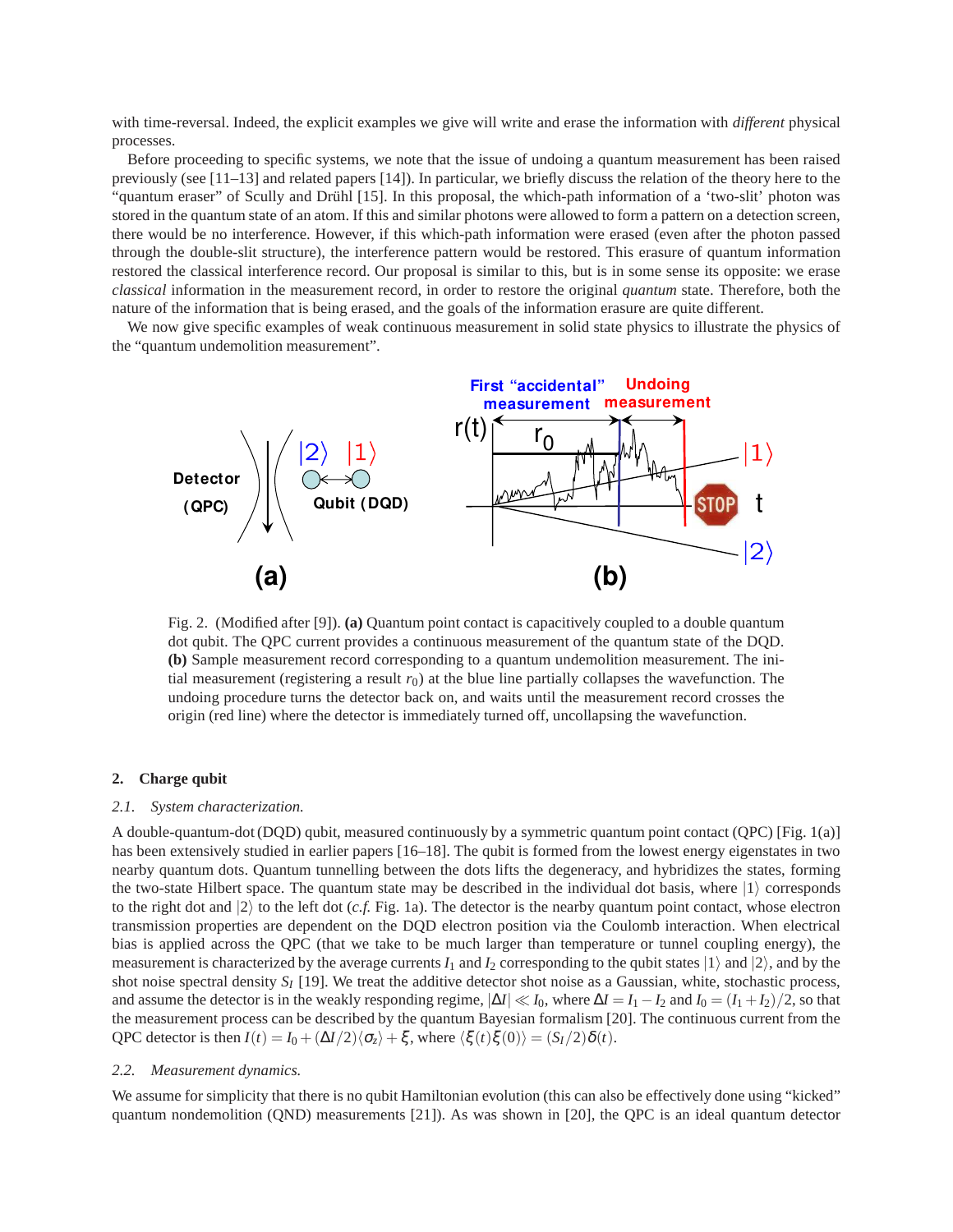with time-reversal. Indeed, the explicit examples we give will write and erase the information with *different* physical processes.

Before proceeding to specific systems, we note that the issue of undoing a quantum measurement has been raised previously (see [11–13] and related papers [14]). In particular, we briefly discuss the relation of the theory here to the "quantum eraser" of Scully and Drühl [15]. In this proposal, the which-path information of a 'two-slit' photon was stored in the quantum state of an atom. If this and similar photons were allowed to form a pattern on a detection screen, there would be no interference. However, if this which-path information were erased (even after the photon passed through the double-slit structure), the interference pattern would be restored. This erasure of quantum information restored the classical interference record. Our proposal is similar to this, but is in some sense its opposite: we erase *classical* information in the measurement record, in order to restore the original *quantum* state. Therefore, both the nature of the information that is being erased, and the goals of the information erasure are quite different.

We now give specific examples of weak continuous measurement in solid state physics to illustrate the physics of the "quantum undemolition measurement".

Fig. 2. (Modified after [9]). **(a)** Quantum point contact is capacitively coupled to a double quantum dot qubit. The QPC current provides a continuous measurement of the quantum state of the DQD. **(b)** Sample measurement record corresponding to a quantum undemolition measurement. The initial measurement (registering a result $r_0$) at the blue line partially collapses the wavefunction. The undoing procedure turns the detector back on, and waits until the measurement record crosses the origin (red line) where the detector is immediately turned off, uncollapsing the wavefunction.

## 2. Charge qubit

### 2.1. System characterization.

A double-quantum-dot (DQD) qubit, measured continuously by a symmetric quantum point contact (QPC) [Fig. 1(a)] has been extensively studied in earlier papers [16–18]. The qubit is formed from the lowest energy eigenstates in two nearby quantum dots. Quantum tunnelling between the dots lifts the degeneracy, and hybridizes the states, forming the two-state Hilbert space. The quantum state may be described in the individual dot basis, where $|1\rangle$ corresponds to the right dot and $|2\rangle$ to the left dot (*c.f.* Fig. 1a). The detector is the nearby quantum point contact, whose electron transmission properties are dependent on the DQD electron position via the Coulomb interaction. When electrical bias is applied across the QPC (that we take to be much larger than temperature or tunnel coupling energy), the measurement is characterized by the average currents $I_1$ and $I_2$ corresponding to the qubit states $|1\rangle$ and $|2\rangle$, and by the shot noise spectral density $S_I$ [19]. We treat the additive detector shot noise as a Gaussian, white, stochastic process, and assume the detector is in the weakly responding regime, $|\Delta I| \ll I_0$, where $\Delta I = I_1 - I_2$ and $I_0 = (I_1 + I_2)/2$, so that the measurement process can be described by the quantum Bayesian formalism [20]. The continuous current from the QPC detector is then $I(t) = I_0 + (\Delta I/2)\langle \sigma_z \rangle + \xi$, where $\langle \xi(t)\xi(0)\rangle = (S_I/2)\delta(t)$.

### 2.2. Measurement dynamics.

We assume for simplicity that there is no qubit Hamiltonian evolution (this can also be effectively done using "kicked" quantum nondemolition (QND) measurements [21]). As was shown in [20], the QPC is an ideal quantum detector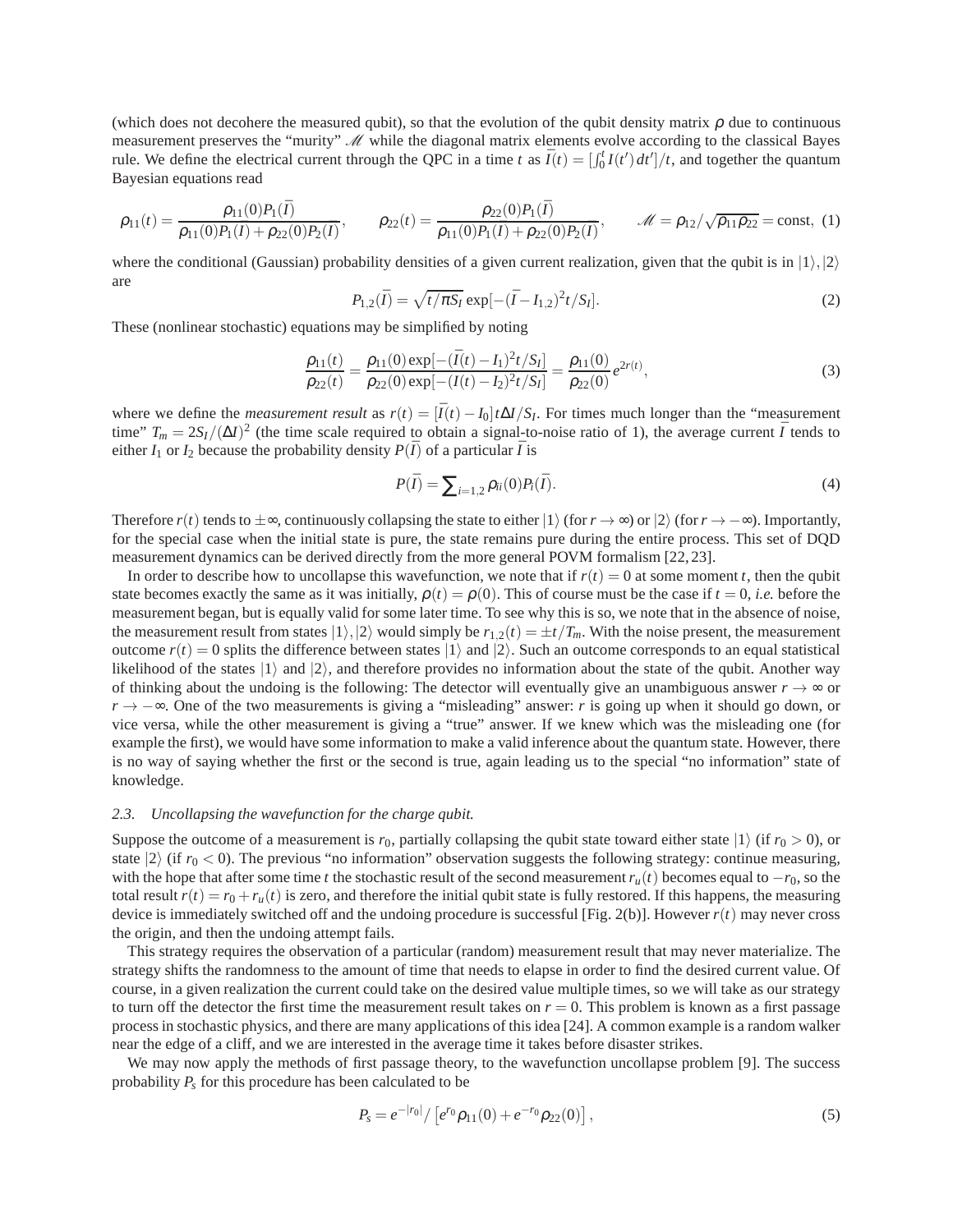(which does not decohere the measured qubit), so that the evolution of the qubit density matrix $\rho$ due to continuous measurement preserves the "murity" $\mathscr{M}$ while the diagonal matrix elements evolve according to the classical Bayes rule. We define the electrical current through the QPC in a time $t$ as $\bar{I}(t) = [\int_0^t I(t')\,dt']/t$, and together the quantum Bayesian equations read

$$\rho_{11}(t) = \frac{\rho_{11}(0)P_1(\bar{I})}{\rho_{11}(0)P_1(I) + \rho_{22}(0)P_2(I)}, \qquad \rho_{22}(t) = \frac{\rho_{22}(0)P_1(\bar{I})}{\rho_{11}(0)P_1(I) + \rho_{22}(0)P_2(I)}, \qquad \mathscr{M} = \rho_{12}/\sqrt{\rho_{11}\rho_{22}} = \text{const}, \tag{1}$$

where the conditional (Gaussian) probability densities of a given current realization, given that the qubit is in $|1\rangle, |2\rangle$ are

$$P_{1,2}(\bar{I}) = \sqrt{t/\pi S_I}\,\exp[-(\bar{I} - I_{1,2})^2 t/S_I]. \tag{2}$$

These (nonlinear stochastic) equations may be simplified by noting

$$\frac{\rho_{11}(t)}{\rho_{22}(t)} = \frac{\rho_{11}(0)\exp[-(\bar{I}(t) - I_1)^2 t/S_I]}{\rho_{22}(0)\exp[-(I(t) - I_2)^2 t/S_I]} = \frac{\rho_{11}(0)}{\rho_{22}(0)} e^{2r(t)}, \tag{3}$$

where we define the *measurement result* as $r(t) = [\bar{I}(t) - I_0]t\Delta I/S_I$. For times much longer than the "measurement time" $T_m = 2S_I/(\Delta I)^2$ (the time scale required to obtain a signal-to-noise ratio of 1), the average current $\bar{I}$ tends to either $I_1$ or $I_2$ because the probability density $P(\bar{I})$ of a particular $\bar{I}$ is

$$P(\bar{I}) = \sum\nolimits_{i=1,2} \rho_{ii}(0)P_i(\bar{I}). \tag{4}$$

Therefore $r(t)$ tends to $\pm\infty$, continuously collapsing the state to either $|1\rangle$ (for $r \to \infty$) or $|2\rangle$ (for $r \to -\infty$). Importantly, for the special case when the initial state is pure, the state remains pure during the entire process. This set of DQD measurement dynamics can be derived directly from the more general POVM formalism [22, 23].

In order to describe how to uncollapse this wavefunction, we note that if $r(t) = 0$ at some moment $t$, then the qubit state becomes exactly the same as it was initially, $\rho(t) = \rho(0)$. This of course must be the case if $t = 0$, *i.e.* before the measurement began, but is equally valid for some later time. To see why this is so, we note that in the absence of noise, the measurement result from states $|1\rangle, |2\rangle$ would simply be $r_{1,2}(t) = \pm t/T_m$. With the noise present, the measurement outcome $r(t) = 0$ splits the difference between states $|1\rangle$ and $|2\rangle$. Such an outcome corresponds to an equal statistical likelihood of the states $|1\rangle$ and $|2\rangle$, and therefore provides no information about the state of the qubit. Another way of thinking about the undoing is the following: The detector will eventually give an unambiguous answer $r \to \infty$ or $r \to -\infty$. One of the two measurements is giving a "misleading" answer: $r$ is going up when it should go down, or vice versa, while the other measurement is giving a "true" answer. If we knew which was the misleading one (for example the first), we would have some information to make a valid inference about the quantum state. However, there is no way of saying whether the first or the second is true, again leading us to the special "no information" state of knowledge.

### 2.3. Uncollapsing the wavefunction for the charge qubit.

Suppose the outcome of a measurement is $r_0$, partially collapsing the qubit state toward either state $|1\rangle$ (if $r_0 > 0$), or state $|2\rangle$ (if $r_0 < 0$). The previous "no information" observation suggests the following strategy: continue measuring, with the hope that after some time $t$ the stochastic result of the second measurement $r_u(t)$ becomes equal to $-r_0$, so the total result $r(t) = r_0 + r_u(t)$ is zero, and therefore the initial qubit state is fully restored. If this happens, the measuring device is immediately switched off and the undoing procedure is successful [Fig. 2(b)]. However $r(t)$ may never cross the origin, and then the undoing attempt fails.

This strategy requires the observation of a particular (random) measurement result that may never materialize. The strategy shifts the randomness to the amount of time that needs to elapse in order to find the desired current value. Of course, in a given realization the current could take on the desired value multiple times, so we will take as our strategy to turn off the detector the first time the measurement result takes on $r = 0$. This problem is known as a first passage process in stochastic physics, and there are many applications of this idea [24]. A common example is a random walker near the edge of a cliff, and we are interested in the average time it takes before disaster strikes.

We may now apply the methods of first passage theory, to the wavefunction uncollapse problem [9]. The success probability $P_s$ for this procedure has been calculated to be

$$P_s = e^{-|r_0|}/\left[e^{r_0}\rho_{11}(0) + e^{-r_0}\rho_{22}(0)\right], \tag{5}$$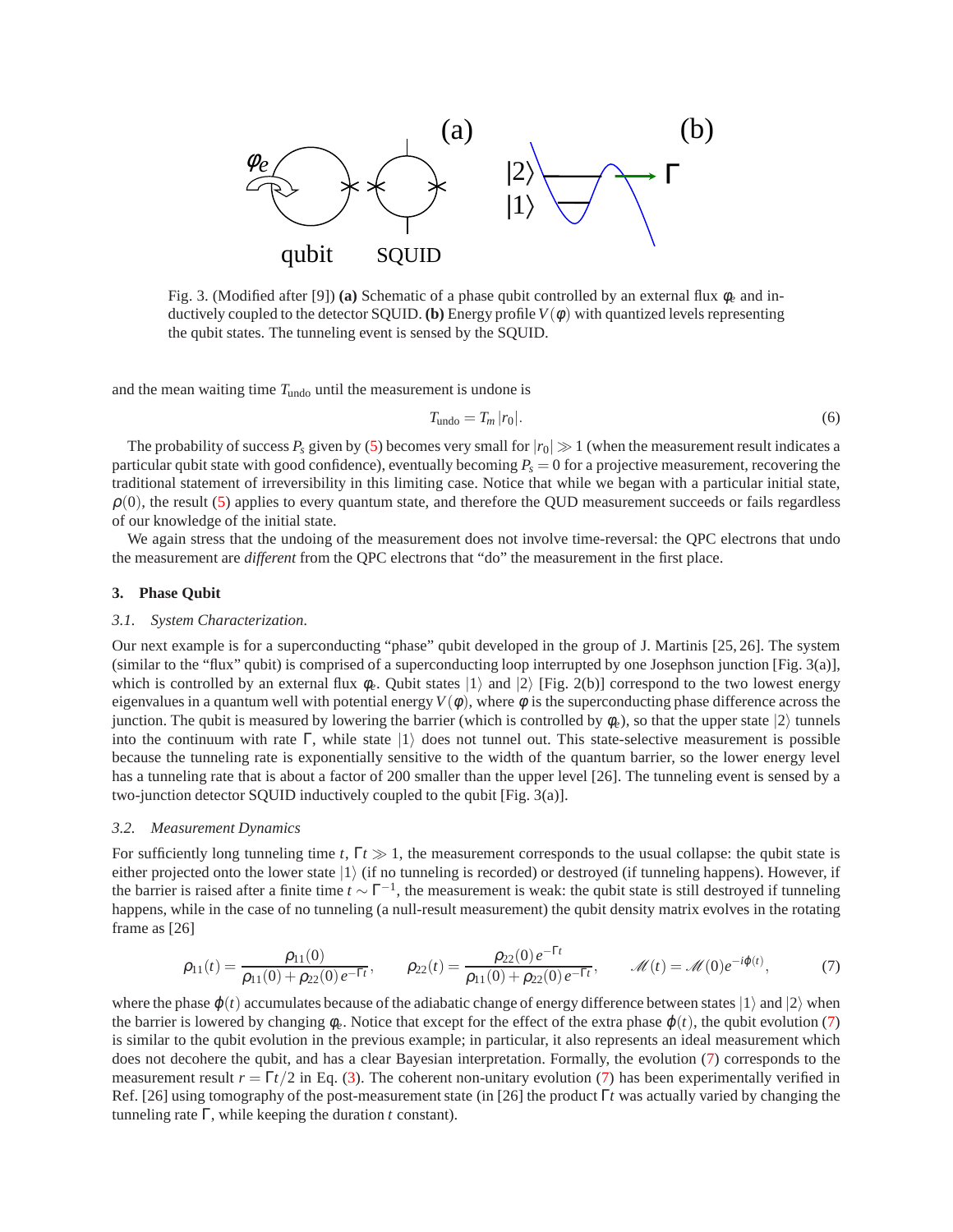Fig. 3. (Modified after [9]) **(a)** Schematic of a phase qubit controlled by an external flux $\phi_e$ and inductively coupled to the detector SQUID. **(b)** Energy profile $V(\phi)$ with quantized levels representing the qubit states. The tunneling event is sensed by the SQUID.

and the mean waiting time $T_{\rm undo}$ until the measurement is undone is

$$T_{\rm undo} = T_m\,|r_0|. \tag{6}$$

The probability of success $P_s$ given by (5) becomes very small for $|r_0| \gg 1$ (when the measurement result indicates a particular qubit state with good confidence), eventually becoming $P_s = 0$ for a projective measurement, recovering the traditional statement of irreversibility in this limiting case. Notice that while we began with a particular initial state, $\rho(0)$, the result (5) applies to every quantum state, and therefore the QUD measurement succeeds or fails regardless of our knowledge of the initial state.

We again stress that the undoing of the measurement does not involve time-reversal: the QPC electrons that undo the measurement are *different* from the QPC electrons that "do" the measurement in the first place.

## 3. Phase Qubit

### *3.1. System Characterization.*

Our next example is for a superconducting "phase" qubit developed in the group of J. Martinis [25, 26]. The system (similar to the "flux" qubit) is comprised of a superconducting loop interrupted by one Josephson junction [Fig. 3(a)], which is controlled by an external flux $\phi_e$. Qubit states $|1\rangle$ and $|2\rangle$ [Fig. 2(b)] correspond to the two lowest energy eigenvalues in a quantum well with potential energy $V(\phi)$, where $\phi$ is the superconducting phase difference across the junction. The qubit is measured by lowering the barrier (which is controlled by $\phi_e$), so that the upper state $|2\rangle$ tunnels into the continuum with rate $\Gamma$, while state $|1\rangle$ does not tunnel out. This state-selective measurement is possible because the tunneling rate is exponentially sensitive to the width of the quantum barrier, so the lower energy level has a tunneling rate that is about a factor of 200 smaller than the upper level [26]. The tunneling event is sensed by a two-junction detector SQUID inductively coupled to the qubit [Fig. 3(a)].

### *3.2. Measurement Dynamics*

For sufficiently long tunneling time $t$, $\Gamma t \gg 1$, the measurement corresponds to the usual collapse: the qubit state is either projected onto the lower state $|1\rangle$ (if no tunneling is recorded) or destroyed (if tunneling happens). However, if the barrier is raised after a finite time $t \sim \Gamma^{-1}$, the measurement is weak: the qubit state is still destroyed if tunneling happens, while in the case of no tunneling (a null-result measurement) the qubit density matrix evolves in the rotating frame as [26]

$$\rho_{11}(t) = \frac{\rho_{11}(0)}{\rho_{11}(0)+\rho_{22}(0)\,e^{-\Gamma t}}, \qquad \rho_{22}(t) = \frac{\rho_{22}(0)\,e^{-\Gamma t}}{\rho_{11}(0)+\rho_{22}(0)\,e^{-\Gamma t}}, \qquad \mathscr{M}(t) = \mathscr{M}(0)e^{-i\varphi(t)}, \tag{7}$$

where the phase $\varphi(t)$ accumulates because of the adiabatic change of energy difference between states $|1\rangle$ and $|2\rangle$ when the barrier is lowered by changing $\phi_e$. Notice that except for the effect of the extra phase $\varphi(t)$, the qubit evolution (7) is similar to the qubit evolution in the previous example; in particular, it also represents an ideal measurement which does not decohere the qubit, and has a clear Bayesian interpretation. Formally, the evolution (7) corresponds to the measurement result $r = \Gamma t/2$ in Eq. (3). The coherent non-unitary evolution (7) has been experimentally verified in Ref. [26] using tomography of the post-measurement state (in [26] the product $\Gamma t$ was actually varied by changing the tunneling rate $\Gamma$, while keeping the duration $t$ constant).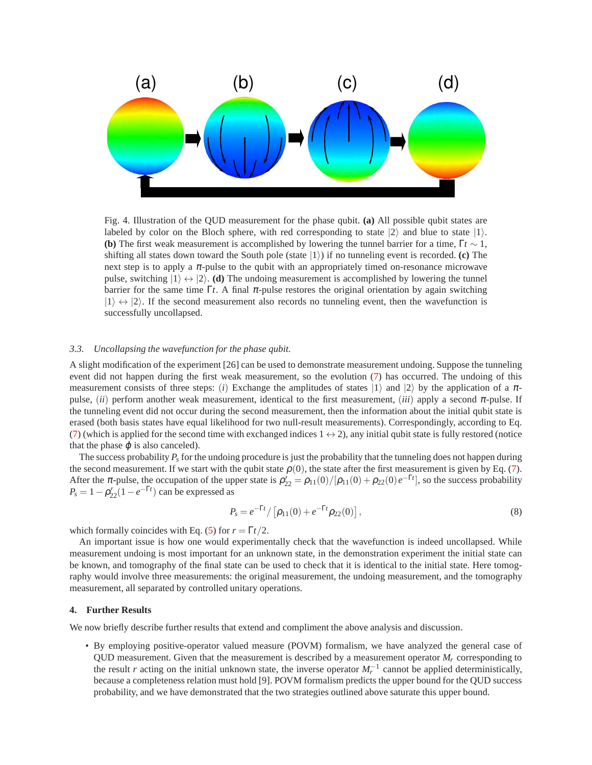Fig. 4. Illustration of the QUD measurement for the phase qubit. **(a)** All possible qubit states are labeled by color on the Bloch sphere, with red corresponding to state $|2\rangle$ and blue to state $|1\rangle$. **(b)** The first weak measurement is accomplished by lowering the tunnel barrier for a time, $\Gamma t \sim 1$, shifting all states down toward the South pole (state $|1\rangle$) if no tunneling event is recorded. **(c)** The next step is to apply a $\pi$-pulse to the qubit with an appropriately timed on-resonance microwave pulse, switching $|1\rangle \leftrightarrow |2\rangle$. **(d)** The undoing measurement is accomplished by lowering the tunnel barrier for the same time $\Gamma t$. A final $\pi$-pulse restores the original orientation by again switching $|1\rangle \leftrightarrow |2\rangle$. If the second measurement also records no tunneling event, then the wavefunction is successfully uncollapsed.

### 3.3. *Uncollapsing the wavefunction for the phase qubit.*

A slight modification of the experiment [26] can be used to demonstrate measurement undoing. Suppose the tunneling event did not happen during the first weak measurement, so the evolution (7) has occurred. The undoing of this measurement consists of three steps: $(i)$ Exchange the amplitudes of states $|1\rangle$ and $|2\rangle$ by the application of a $\pi$-pulse, $(ii)$ perform another weak measurement, identical to the first measurement, $(iii)$ apply a second $\pi$-pulse. If the tunneling event did not occur during the second measurement, then the information about the initial qubit state is erased (both basis states have equal likelihood for two null-result measurements). Correspondingly, according to Eq. (7) (which is applied for the second time with exchanged indices $1 \leftrightarrow 2$), any initial qubit state is fully restored (notice that the phase $\varphi$ is also canceled).

The success probability $P_s$ for the undoing procedure is just the probability that the tunneling does not happen during the second measurement. If we start with the qubit state $\rho(0)$, the state after the first measurement is given by Eq. (7). After the $\pi$-pulse, the occupation of the upper state is $\rho_{22}' = \rho_{11}(0)/[\rho_{11}(0) + \rho_{22}(0)\,e^{-\Gamma t}]$, so the success probability $P_s = 1 - \rho_{22}'(1 - e^{-\Gamma t})$ can be expressed as

$$P_s = e^{-\Gamma t} / \left[\rho_{11}(0) + e^{-\Gamma t}\rho_{22}(0)\right], \tag{8}$$

which formally coincides with Eq. (5) for $r = \Gamma t/2$.

An important issue is how one would experimentally check that the wavefunction is indeed uncollapsed. While measurement undoing is most important for an unknown state, in the demonstration experiment the initial state can be known, and tomography of the final state can be used to check that it is identical to the initial state. Here tomography would involve three measurements: the original measurement, the undoing measurement, and the tomography measurement, all separated by controlled unitary operations.

## 4. Further Results

We now briefly describe further results that extend and compliment the above analysis and discussion.

- By employing positive-operator valued measure (POVM) formalism, we have analyzed the general case of QUD measurement. Given that the measurement is described by a measurement operator $M_r$ corresponding to the result $r$ acting on the initial unknown state, the inverse operator $M_r^{-1}$ cannot be applied deterministically, because a completeness relation must hold [9]. POVM formalism predicts the upper bound for the QUD success probability, and we have demonstrated that the two strategies outlined above saturate this upper bound.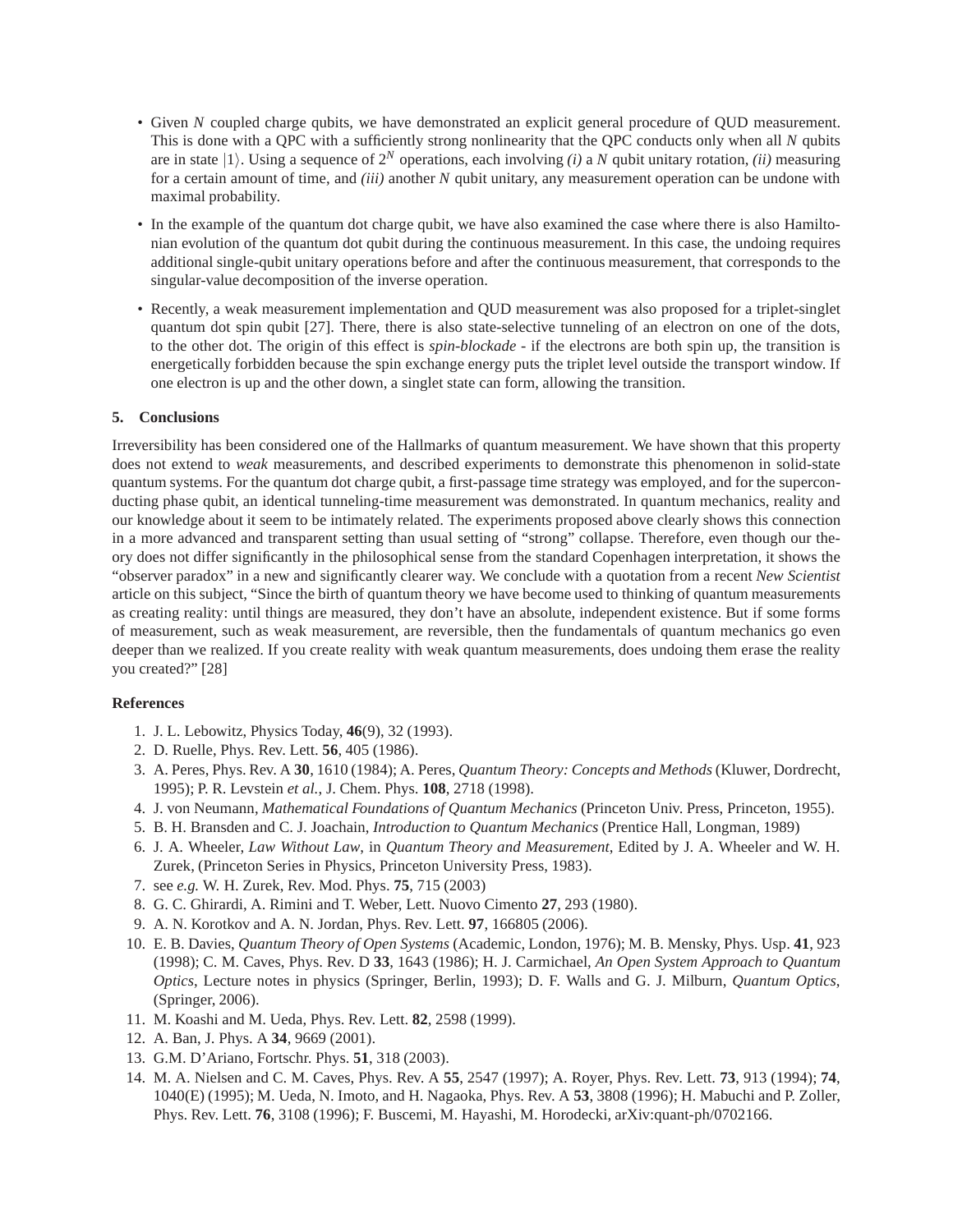- Given $N$ coupled charge qubits, we have demonstrated an explicit general procedure of QUD measurement. This is done with a QPC with a sufficiently strong nonlinearity that the QPC conducts only when all $N$ qubits are in state $|1\rangle$. Using a sequence of $2^N$ operations, each involving *(i)* a $N$ qubit unitary rotation, *(ii)* measuring for a certain amount of time, and *(iii)* another $N$ qubit unitary, any measurement operation can be undone with maximal probability.
- In the example of the quantum dot charge qubit, we have also examined the case where there is also Hamiltonian evolution of the quantum dot qubit during the continuous measurement. In this case, the undoing requires additional single-qubit unitary operations before and after the continuous measurement, that corresponds to the singular-value decomposition of the inverse operation.
- Recently, a weak measurement implementation and QUD measurement was also proposed for a triplet-singlet quantum dot spin qubit [27]. There, there is also state-selective tunneling of an electron on one of the dots, to the other dot. The origin of this effect is *spin-blockade* - if the electrons are both spin up, the transition is energetically forbidden because the spin exchange energy puts the triplet level outside the transport window. If one electron is up and the other down, a singlet state can form, allowing the transition.

## 5. Conclusions

Irreversibility has been considered one of the Hallmarks of quantum measurement. We have shown that this property does not extend to *weak* measurements, and described experiments to demonstrate this phenomenon in solid-state quantum systems. For the quantum dot charge qubit, a first-passage time strategy was employed, and for the superconducting phase qubit, an identical tunneling-time measurement was demonstrated. In quantum mechanics, reality and our knowledge about it seem to be intimately related. The experiments proposed above clearly shows this connection in a more advanced and transparent setting than usual setting of "strong" collapse. Therefore, even though our theory does not differ significantly in the philosophical sense from the standard Copenhagen interpretation, it shows the "observer paradox" in a new and significantly clearer way. We conclude with a quotation from a recent *New Scientist* article on this subject, "Since the birth of quantum theory we have become used to thinking of quantum measurements as creating reality: until things are measured, they don't have an absolute, independent existence. But if some forms of measurement, such as weak measurement, are reversible, then the fundamentals of quantum mechanics go even deeper than we realized. If you create reality with weak quantum measurements, does undoing them erase the reality you created?" [28]

## References

1. J. L. Lebowitz, Physics Today, **46**(9), 32 (1993).
2. D. Ruelle, Phys. Rev. Lett. **56**, 405 (1986).
3. A. Peres, Phys. Rev. A **30**, 1610 (1984); A. Peres, *Quantum Theory: Concepts and Methods* (Kluwer, Dordrecht, 1995); P. R. Levstein *et al.*, J. Chem. Phys. **108**, 2718 (1998).
4. J. von Neumann, *Mathematical Foundations of Quantum Mechanics* (Princeton Univ. Press, Princeton, 1955).
5. B. H. Bransden and C. J. Joachain, *Introduction to Quantum Mechanics* (Prentice Hall, Longman, 1989)
6. J. A. Wheeler, *Law Without Law*, in *Quantum Theory and Measurement*, Edited by J. A. Wheeler and W. H. Zurek, (Princeton Series in Physics, Princeton University Press, 1983).
7. see *e.g.* W. H. Zurek, Rev. Mod. Phys. **75**, 715 (2003)
8. G. C. Ghirardi, A. Rimini and T. Weber, Lett. Nuovo Cimento **27**, 293 (1980).
9. A. N. Korotkov and A. N. Jordan, Phys. Rev. Lett. **97**, 166805 (2006).
10. E. B. Davies, *Quantum Theory of Open Systems* (Academic, London, 1976); M. B. Mensky, Phys. Usp. **41**, 923 (1998); C. M. Caves, Phys. Rev. D **33**, 1643 (1986); H. J. Carmichael, *An Open System Approach to Quantum Optics*, Lecture notes in physics (Springer, Berlin, 1993); D. F. Walls and G. J. Milburn, *Quantum Optics*, (Springer, 2006).
11. M. Koashi and M. Ueda, Phys. Rev. Lett. **82**, 2598 (1999).
12. A. Ban, J. Phys. A **34**, 9669 (2001).
13. G.M. D'Ariano, Fortschr. Phys. **51**, 318 (2003).
14. M. A. Nielsen and C. M. Caves, Phys. Rev. A **55**, 2547 (1997); A. Royer, Phys. Rev. Lett. **73**, 913 (1994); **74**, 1040(E) (1995); M. Ueda, N. Imoto, and H. Nagaoka, Phys. Rev. A **53**, 3808 (1996); H. Mabuchi and P. Zoller, Phys. Rev. Lett. **76**, 3108 (1996); F. Buscemi, M. Hayashi, M. Horodecki, arXiv:quant-ph/0702166.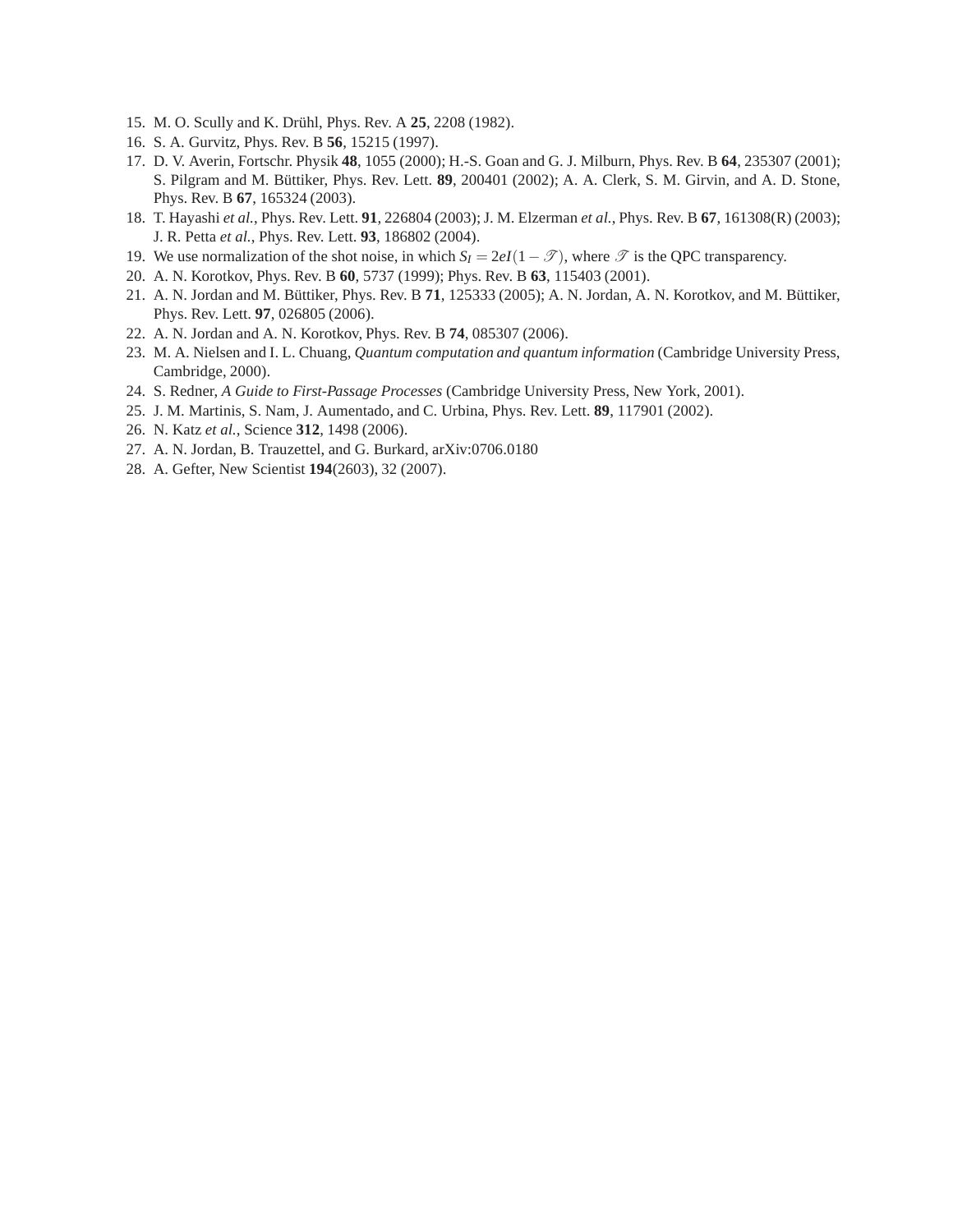15. M. O. Scully and K. Drühl, Phys. Rev. A **25**, 2208 (1982).
16. S. A. Gurvitz, Phys. Rev. B **56**, 15215 (1997).
17. D. V. Averin, Fortschr. Physik **48**, 1055 (2000); H.-S. Goan and G. J. Milburn, Phys. Rev. B **64**, 235307 (2001); S. Pilgram and M. Büttiker, Phys. Rev. Lett. **89**, 200401 (2002); A. A. Clerk, S. M. Girvin, and A. D. Stone, Phys. Rev. B **67**, 165324 (2003).
18. T. Hayashi *et al.*, Phys. Rev. Lett. **91**, 226804 (2003); J. M. Elzerman *et al.*, Phys. Rev. B **67**, 161308(R) (2003); J. R. Petta *et al.*, Phys. Rev. Lett. **93**, 186802 (2004).
19. We use normalization of the shot noise, in which $S_I = 2eI(1-\mathscr{T})$, where $\mathscr{T}$ is the QPC transparency.
20. A. N. Korotkov, Phys. Rev. B **60**, 5737 (1999); Phys. Rev. B **63**, 115403 (2001).
21. A. N. Jordan and M. Büttiker, Phys. Rev. B **71**, 125333 (2005); A. N. Jordan, A. N. Korotkov, and M. Büttiker, Phys. Rev. Lett. **97**, 026805 (2006).
22. A. N. Jordan and A. N. Korotkov, Phys. Rev. B **74**, 085307 (2006).
23. M. A. Nielsen and I. L. Chuang, *Quantum computation and quantum information* (Cambridge University Press, Cambridge, 2000).
24. S. Redner, *A Guide to First-Passage Processes* (Cambridge University Press, New York, 2001).
25. J. M. Martinis, S. Nam, J. Aumentado, and C. Urbina, Phys. Rev. Lett. **89**, 117901 (2002).
26. N. Katz *et al.*, Science **312**, 1498 (2006).
27. A. N. Jordan, B. Trauzettel, and G. Burkard, arXiv:0706.0180
28. A. Gefter, New Scientist **194**(2603), 32 (2007).